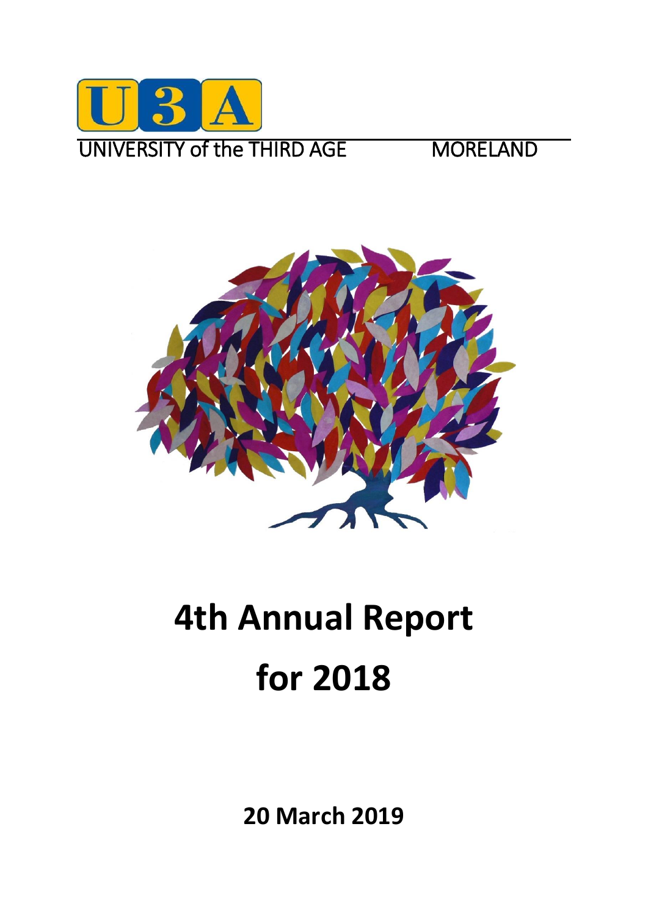U3A

UNIVERSITY of the THIRD AGE MORELAND

# 4th Annual Report for 2018

**20 March 2019**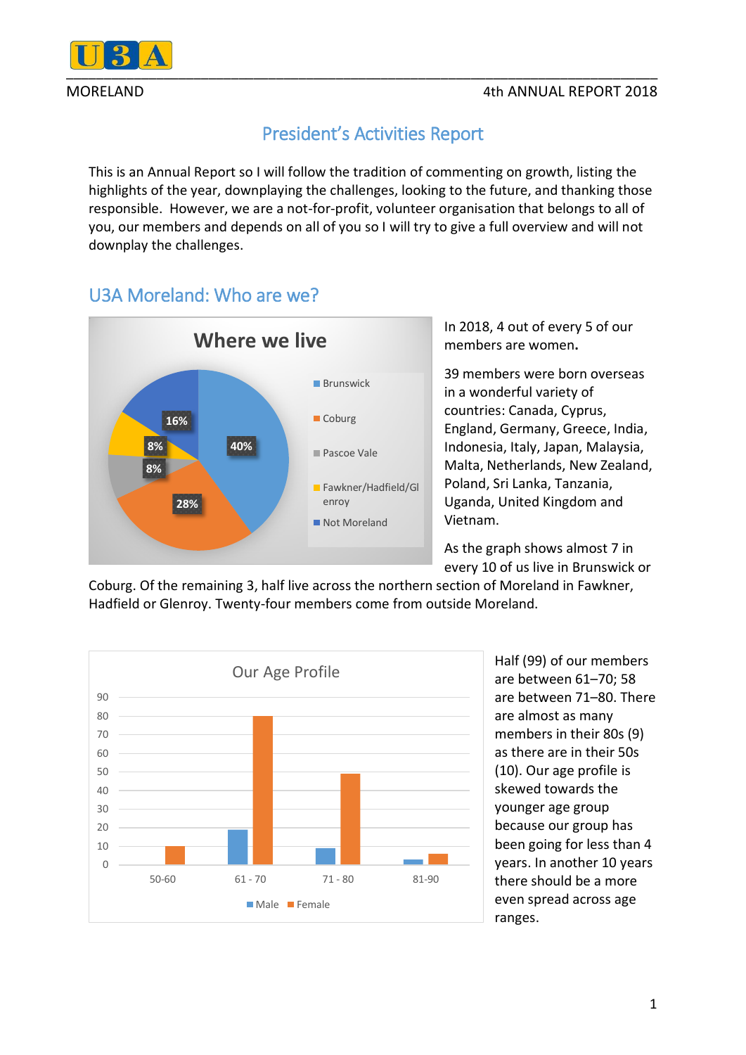# President's Activities Report

This is an Annual Report so I will follow the tradition of commenting on growth, listing the highlights of the year, downplaying the challenges, looking to the future, and thanking those responsible. However, we are a not-for-profit, volunteer organisation that belongs to all of you, our members and depends on all of you so I will try to give a full overview and will not downplay the challenges.

## U3A Moreland: Who are we?

**Where we live**

| Location | Percentage |
|---|---|
| Brunswick | 40% |
| Coburg | 28% |
| Pascoe Vale | 8% |
| Fawkner/Hadfield/Glenroy | 8% |
| Not Moreland | 16% |

In 2018, 4 out of every 5 of our members are women**.**

39 members were born overseas in a wonderful variety of countries: Canada, Cyprus, England, Germany, Greece, India, Indonesia, Italy, Japan, Malaysia, Malta, Netherlands, New Zealand, Poland, Sri Lanka, Tanzania, Uganda, United Kingdom and Vietnam.

As the graph shows almost 7 in every 10 of us live in Brunswick or Coburg. Of the remaining 3, half live across the northern section of Moreland in Fawkner, Hadfield or Glenroy. Twenty-four members come from outside Moreland.

**Our Age Profile**

| Age | Male | Female |
|---|---|---|
| 50-60 | | 10 |
| 61 - 70 | 19 | 80 |
| 71 - 80 | 9 | 49 |
| 81-90 | 3 | 6 |

Half (99) of our members are between 61–70; 58 are between 71–80. There are almost as many members in their 80s (9) as there are in their 50s (10). Our age profile is skewed towards the younger age group because our group has been going for less than 4 years. In another 10 years there should be a more even spread across age ranges.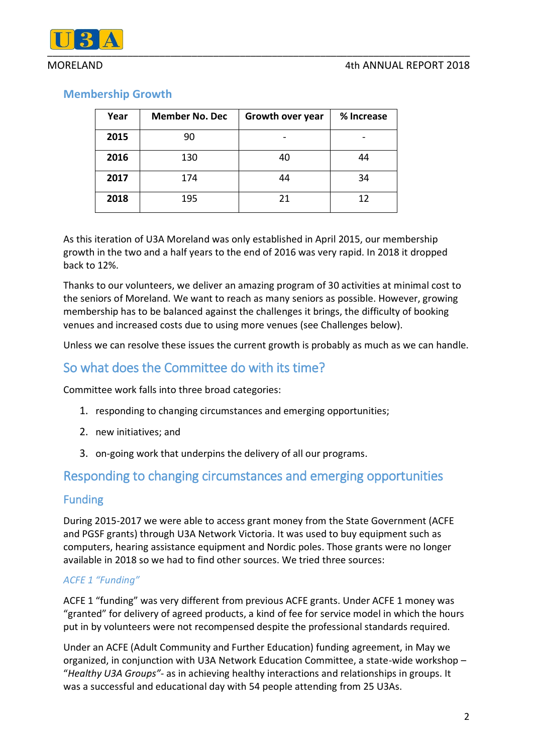## Membership Growth

| Year | Member No. Dec | Growth over year | % Increase |
|---|---|---|---|
| **2015** | 90 | - | - |
| **2016** | 130 | 40 | 44 |
| **2017** | 174 | 44 | 34 |
| **2018** | 195 | 21 | 12 |

As this iteration of U3A Moreland was only established in April 2015, our membership growth in the two and a half years to the end of 2016 was very rapid. In 2018 it dropped back to 12%.

Thanks to our volunteers, we deliver an amazing program of 30 activities at minimal cost to the seniors of Moreland. We want to reach as many seniors as possible. However, growing membership has to be balanced against the challenges it brings, the difficulty of booking venues and increased costs due to using more venues (see Challenges below).

Unless we can resolve these issues the current growth is probably as much as we can handle.

# So what does the Committee do with its time?

Committee work falls into three broad categories:

1. responding to changing circumstances and emerging opportunities;
2. new initiatives; and
3. on-going work that underpins the delivery of all our programs.

# Responding to changing circumstances and emerging opportunities

## Funding

During 2015-2017 we were able to access grant money from the State Government (ACFE and PGSF grants) through U3A Network Victoria. It was used to buy equipment such as computers, hearing assistance equipment and Nordic poles. Those grants were no longer available in 2018 so we had to find other sources. We tried three sources:

### *ACFE 1 "Funding"*

ACFE 1 "funding" was very different from previous ACFE grants. Under ACFE 1 money was "granted" for delivery of agreed products, a kind of fee for service model in which the hours put in by volunteers were not recompensed despite the professional standards required.

Under an ACFE (Adult Community and Further Education) funding agreement, in May we organized, in conjunction with U3A Network Education Committee, a state-wide workshop – "*Healthy U3A Groups"*- as in achieving healthy interactions and relationships in groups. It was a successful and educational day with 54 people attending from 25 U3As.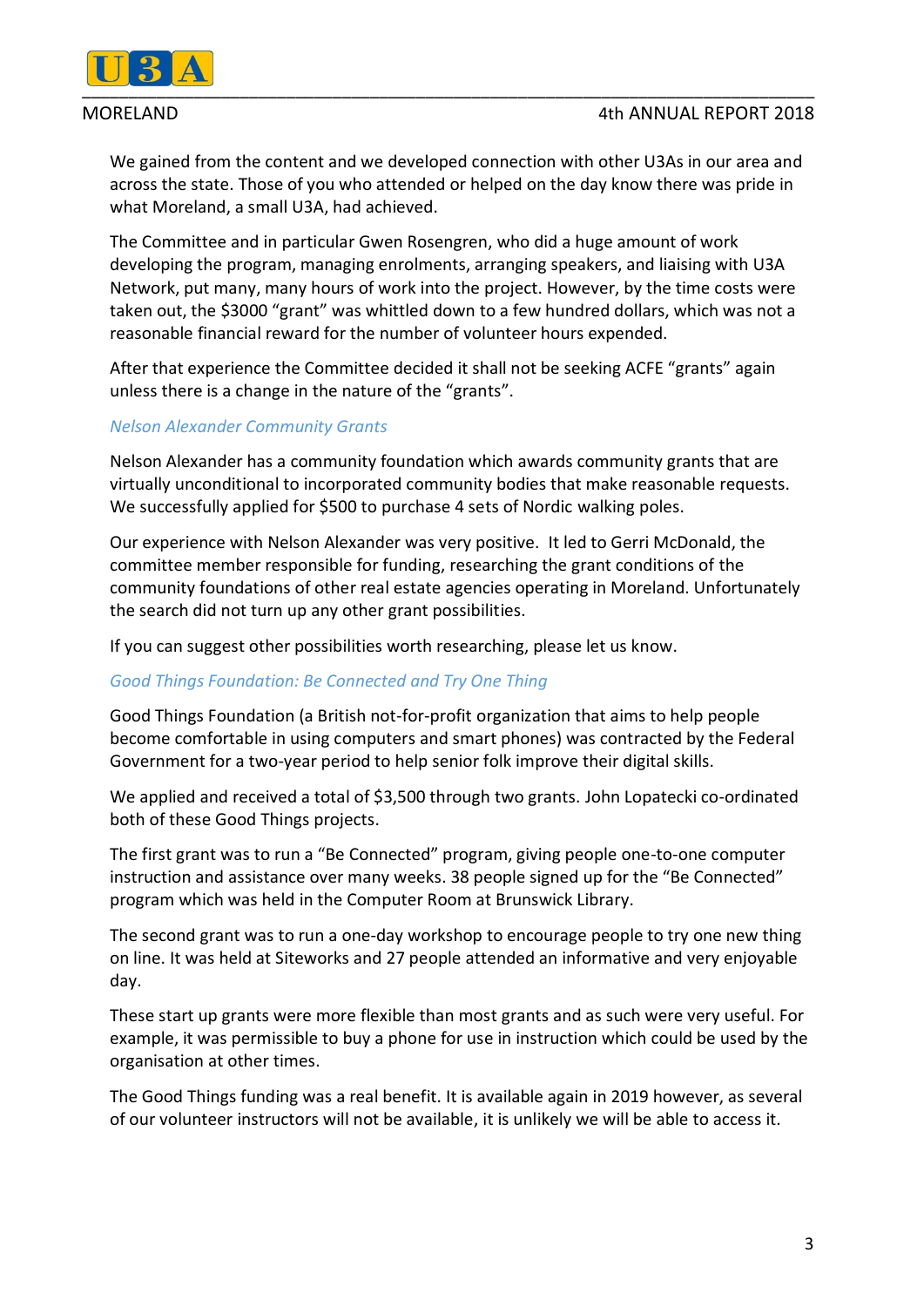We gained from the content and we developed connection with other U3As in our area and across the state. Those of you who attended or helped on the day know there was pride in what Moreland, a small U3A, had achieved.

The Committee and in particular Gwen Rosengren, who did a huge amount of work developing the program, managing enrolments, arranging speakers, and liaising with U3A Network, put many, many hours of work into the project. However, by the time costs were taken out, the $3000 "grant" was whittled down to a few hundred dollars, which was not a reasonable financial reward for the number of volunteer hours expended.

After that experience the Committee decided it shall not be seeking ACFE "grants" again unless there is a change in the nature of the "grants".

### *Nelson Alexander Community Grants*

Nelson Alexander has a community foundation which awards community grants that are virtually unconditional to incorporated community bodies that make reasonable requests. We successfully applied for $500 to purchase 4 sets of Nordic walking poles.

Our experience with Nelson Alexander was very positive. It led to Gerri McDonald, the committee member responsible for funding, researching the grant conditions of the community foundations of other real estate agencies operating in Moreland. Unfortunately the search did not turn up any other grant possibilities.

If you can suggest other possibilities worth researching, please let us know.

### *Good Things Foundation: Be Connected and Try One Thing*

Good Things Foundation (a British not-for-profit organization that aims to help people become comfortable in using computers and smart phones) was contracted by the Federal Government for a two-year period to help senior folk improve their digital skills.

We applied and received a total of $3,500 through two grants. John Lopatecki co-ordinated both of these Good Things projects.

The first grant was to run a "Be Connected" program, giving people one-to-one computer instruction and assistance over many weeks. 38 people signed up for the "Be Connected" program which was held in the Computer Room at Brunswick Library.

The second grant was to run a one-day workshop to encourage people to try one new thing on line. It was held at Siteworks and 27 people attended an informative and very enjoyable day.

These start up grants were more flexible than most grants and as such were very useful. For example, it was permissible to buy a phone for use in instruction which could be used by the organisation at other times.

The Good Things funding was a real benefit. It is available again in 2019 however, as several of our volunteer instructors will not be available, it is unlikely we will be able to access it.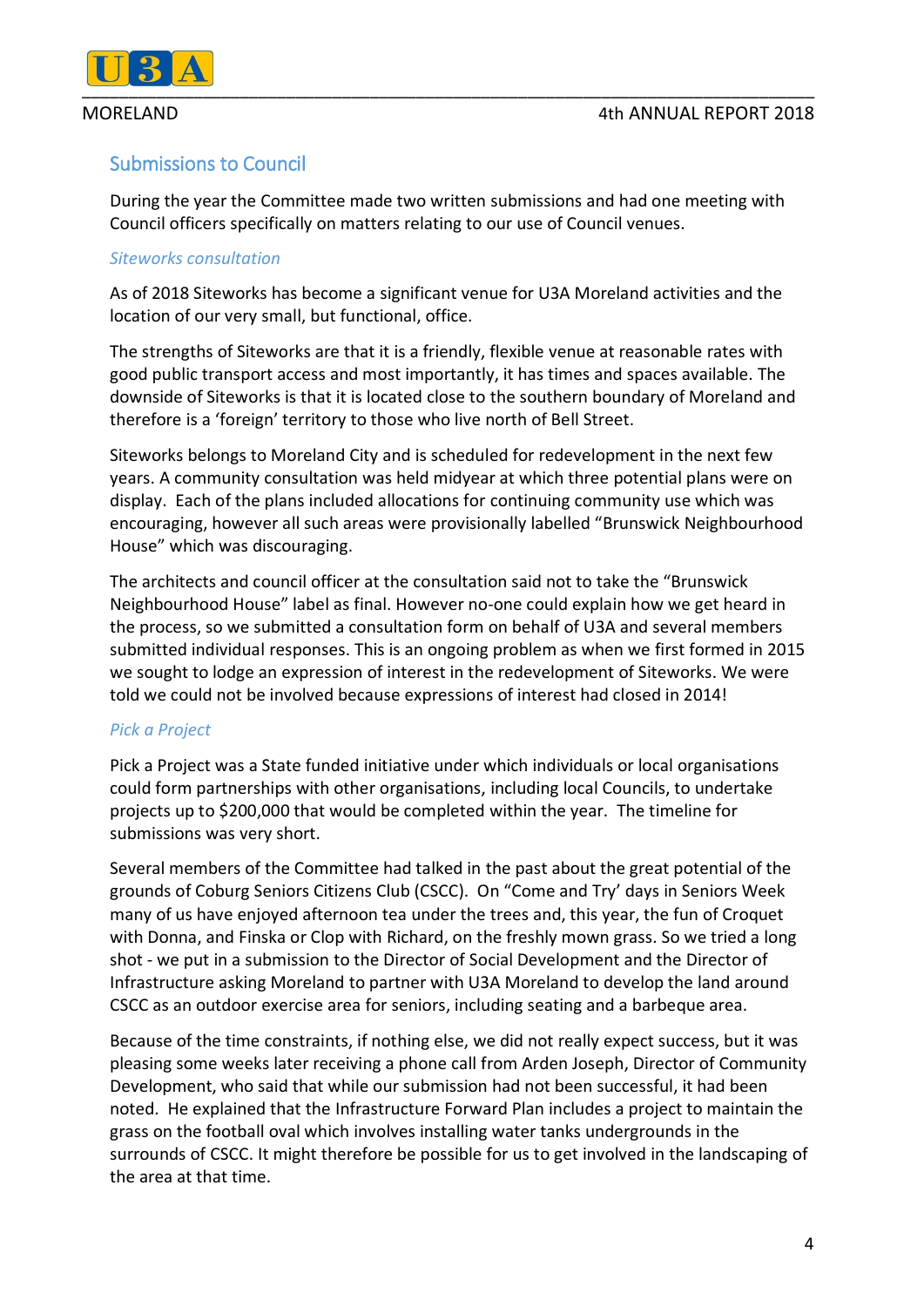## Submissions to Council

During the year the Committee made two written submissions and had one meeting with Council officers specifically on matters relating to our use of Council venues.

### *Siteworks consultation*

As of 2018 Siteworks has become a significant venue for U3A Moreland activities and the location of our very small, but functional, office.

The strengths of Siteworks are that it is a friendly, flexible venue at reasonable rates with good public transport access and most importantly, it has times and spaces available. The downside of Siteworks is that it is located close to the southern boundary of Moreland and therefore is a 'foreign' territory to those who live north of Bell Street.

Siteworks belongs to Moreland City and is scheduled for redevelopment in the next few years. A community consultation was held midyear at which three potential plans were on display. Each of the plans included allocations for continuing community use which was encouraging, however all such areas were provisionally labelled "Brunswick Neighbourhood House" which was discouraging.

The architects and council officer at the consultation said not to take the "Brunswick Neighbourhood House" label as final. However no-one could explain how we get heard in the process, so we submitted a consultation form on behalf of U3A and several members submitted individual responses. This is an ongoing problem as when we first formed in 2015 we sought to lodge an expression of interest in the redevelopment of Siteworks. We were told we could not be involved because expressions of interest had closed in 2014!

### *Pick a Project*

Pick a Project was a State funded initiative under which individuals or local organisations could form partnerships with other organisations, including local Councils, to undertake projects up to $200,000 that would be completed within the year. The timeline for submissions was very short.

Several members of the Committee had talked in the past about the great potential of the grounds of Coburg Seniors Citizens Club (CSCC). On "Come and Try' days in Seniors Week many of us have enjoyed afternoon tea under the trees and, this year, the fun of Croquet with Donna, and Finska or Clop with Richard, on the freshly mown grass. So we tried a long shot - we put in a submission to the Director of Social Development and the Director of Infrastructure asking Moreland to partner with U3A Moreland to develop the land around CSCC as an outdoor exercise area for seniors, including seating and a barbeque area.

Because of the time constraints, if nothing else, we did not really expect success, but it was pleasing some weeks later receiving a phone call from Arden Joseph, Director of Community Development, who said that while our submission had not been successful, it had been noted. He explained that the Infrastructure Forward Plan includes a project to maintain the grass on the football oval which involves installing water tanks undergrounds in the surrounds of CSCC. It might therefore be possible for us to get involved in the landscaping of the area at that time.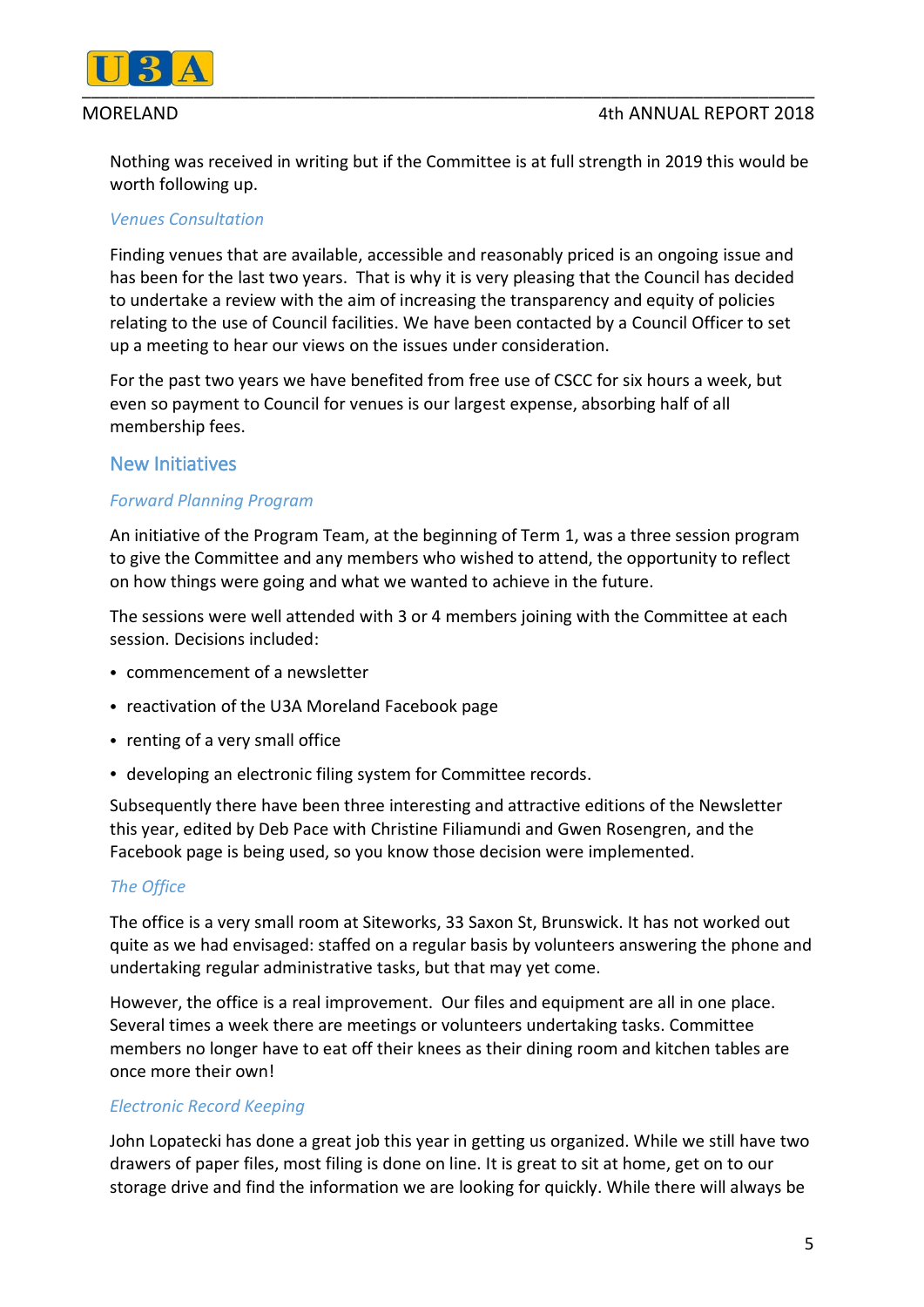Nothing was received in writing but if the Committee is at full strength in 2019 this would be worth following up.

### *Venues Consultation*

Finding venues that are available, accessible and reasonably priced is an ongoing issue and has been for the last two years. That is why it is very pleasing that the Council has decided to undertake a review with the aim of increasing the transparency and equity of policies relating to the use of Council facilities. We have been contacted by a Council Officer to set up a meeting to hear our views on the issues under consideration.

For the past two years we have benefited from free use of CSCC for six hours a week, but even so payment to Council for venues is our largest expense, absorbing half of all membership fees.

## New Initiatives

### *Forward Planning Program*

An initiative of the Program Team, at the beginning of Term 1, was a three session program to give the Committee and any members who wished to attend, the opportunity to reflect on how things were going and what we wanted to achieve in the future.

The sessions were well attended with 3 or 4 members joining with the Committee at each session. Decisions included:

- commencement of a newsletter
- reactivation of the U3A Moreland Facebook page
- renting of a very small office
- developing an electronic filing system for Committee records.

Subsequently there have been three interesting and attractive editions of the Newsletter this year, edited by Deb Pace with Christine Filiamundi and Gwen Rosengren, and the Facebook page is being used, so you know those decision were implemented.

### *The Office*

The office is a very small room at Siteworks, 33 Saxon St, Brunswick. It has not worked out quite as we had envisaged: staffed on a regular basis by volunteers answering the phone and undertaking regular administrative tasks, but that may yet come.

However, the office is a real improvement. Our files and equipment are all in one place. Several times a week there are meetings or volunteers undertaking tasks. Committee members no longer have to eat off their knees as their dining room and kitchen tables are once more their own!

### *Electronic Record Keeping*

John Lopatecki has done a great job this year in getting us organized. While we still have two drawers of paper files, most filing is done on line. It is great to sit at home, get on to our storage drive and find the information we are looking for quickly. While there will always be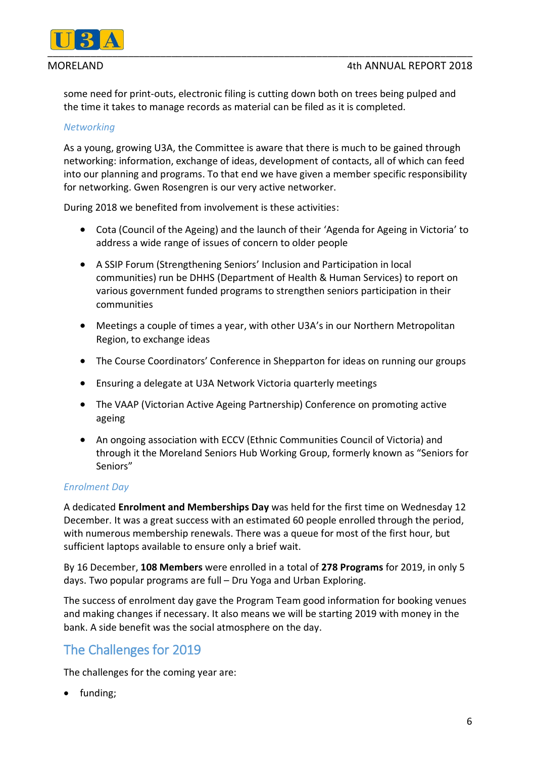some need for print-outs, electronic filing is cutting down both on trees being pulped and the time it takes to manage records as material can be filed as it is completed.

### *Networking*

As a young, growing U3A, the Committee is aware that there is much to be gained through networking: information, exchange of ideas, development of contacts, all of which can feed into our planning and programs. To that end we have given a member specific responsibility for networking. Gwen Rosengren is our very active networker.

During 2018 we benefited from involvement is these activities:

- Cota (Council of the Ageing) and the launch of their 'Agenda for Ageing in Victoria' to address a wide range of issues of concern to older people
- A SSIP Forum (Strengthening Seniors' Inclusion and Participation in local communities) run be DHHS (Department of Health & Human Services) to report on various government funded programs to strengthen seniors participation in their communities
- Meetings a couple of times a year, with other U3A's in our Northern Metropolitan Region, to exchange ideas
- The Course Coordinators' Conference in Shepparton for ideas on running our groups
- Ensuring a delegate at U3A Network Victoria quarterly meetings
- The VAAP (Victorian Active Ageing Partnership) Conference on promoting active ageing
- An ongoing association with ECCV (Ethnic Communities Council of Victoria) and through it the Moreland Seniors Hub Working Group, formerly known as "Seniors for Seniors"

### *Enrolment Day*

A dedicated **Enrolment and Memberships Day** was held for the first time on Wednesday 12 December. It was a great success with an estimated 60 people enrolled through the period, with numerous membership renewals. There was a queue for most of the first hour, but sufficient laptops available to ensure only a brief wait.

By 16 December, **108 Members** were enrolled in a total of **278 Programs** for 2019, in only 5 days. Two popular programs are full – Dru Yoga and Urban Exploring.

The success of enrolment day gave the Program Team good information for booking venues and making changes if necessary. It also means we will be starting 2019 with money in the bank. A side benefit was the social atmosphere on the day.

## The Challenges for 2019

The challenges for the coming year are:

- funding;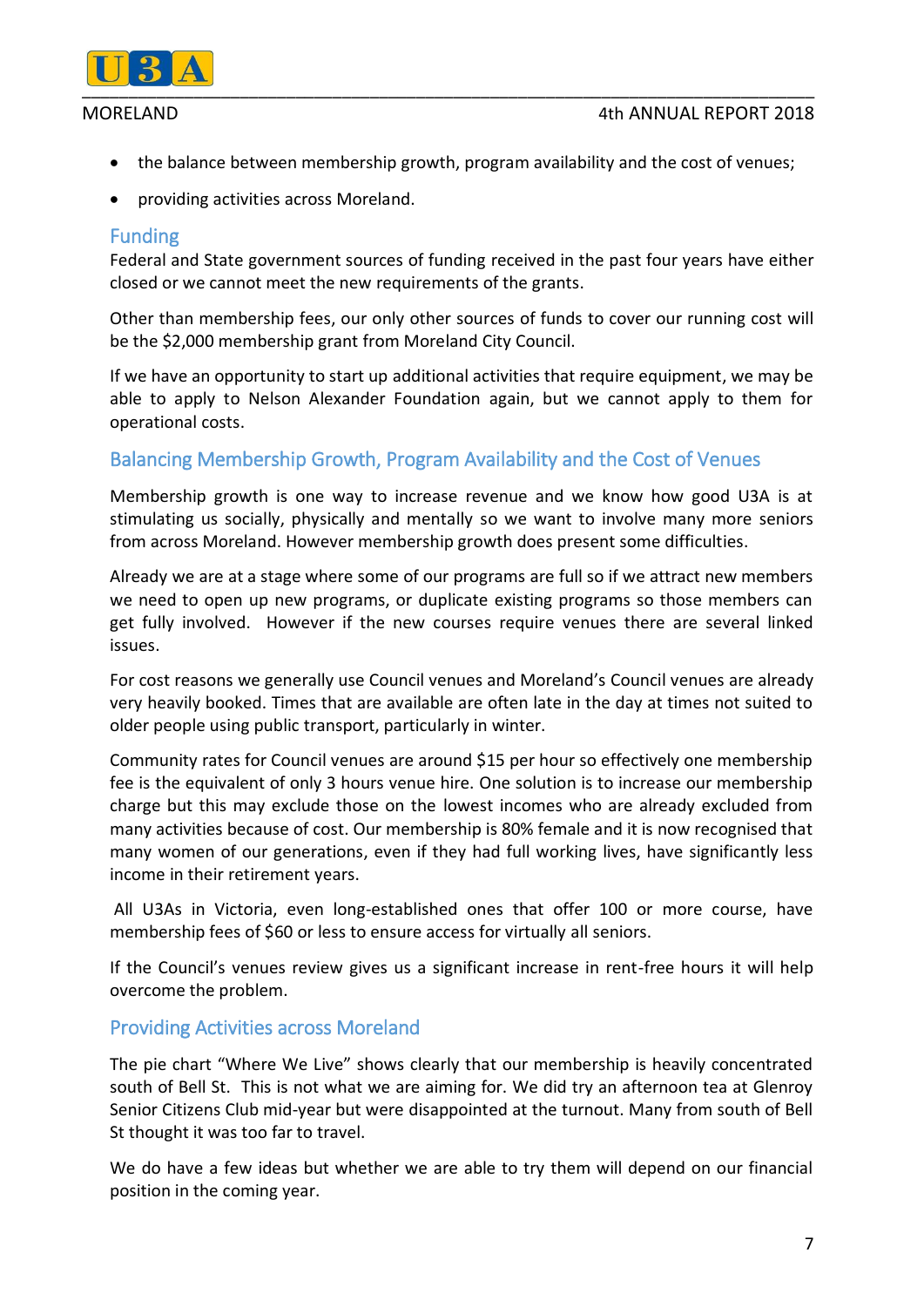- the balance between membership growth, program availability and the cost of venues;
- providing activities across Moreland.

## Funding

Federal and State government sources of funding received in the past four years have either closed or we cannot meet the new requirements of the grants.

Other than membership fees, our only other sources of funds to cover our running cost will be the $2,000 membership grant from Moreland City Council.

If we have an opportunity to start up additional activities that require equipment, we may be able to apply to Nelson Alexander Foundation again, but we cannot apply to them for operational costs.

## Balancing Membership Growth, Program Availability and the Cost of Venues

Membership growth is one way to increase revenue and we know how good U3A is at stimulating us socially, physically and mentally so we want to involve many more seniors from across Moreland. However membership growth does present some difficulties.

Already we are at a stage where some of our programs are full so if we attract new members we need to open up new programs, or duplicate existing programs so those members can get fully involved. However if the new courses require venues there are several linked issues.

For cost reasons we generally use Council venues and Moreland's Council venues are already very heavily booked. Times that are available are often late in the day at times not suited to older people using public transport, particularly in winter.

Community rates for Council venues are around $15 per hour so effectively one membership fee is the equivalent of only 3 hours venue hire. One solution is to increase our membership charge but this may exclude those on the lowest incomes who are already excluded from many activities because of cost. Our membership is 80% female and it is now recognised that many women of our generations, even if they had full working lives, have significantly less income in their retirement years.

All U3As in Victoria, even long-established ones that offer 100 or more course, have membership fees of $60 or less to ensure access for virtually all seniors.

If the Council's venues review gives us a significant increase in rent-free hours it will help overcome the problem.

## Providing Activities across Moreland

The pie chart "Where We Live" shows clearly that our membership is heavily concentrated south of Bell St. This is not what we are aiming for. We did try an afternoon tea at Glenroy Senior Citizens Club mid-year but were disappointed at the turnout. Many from south of Bell St thought it was too far to travel.

We do have a few ideas but whether we are able to try them will depend on our financial position in the coming year.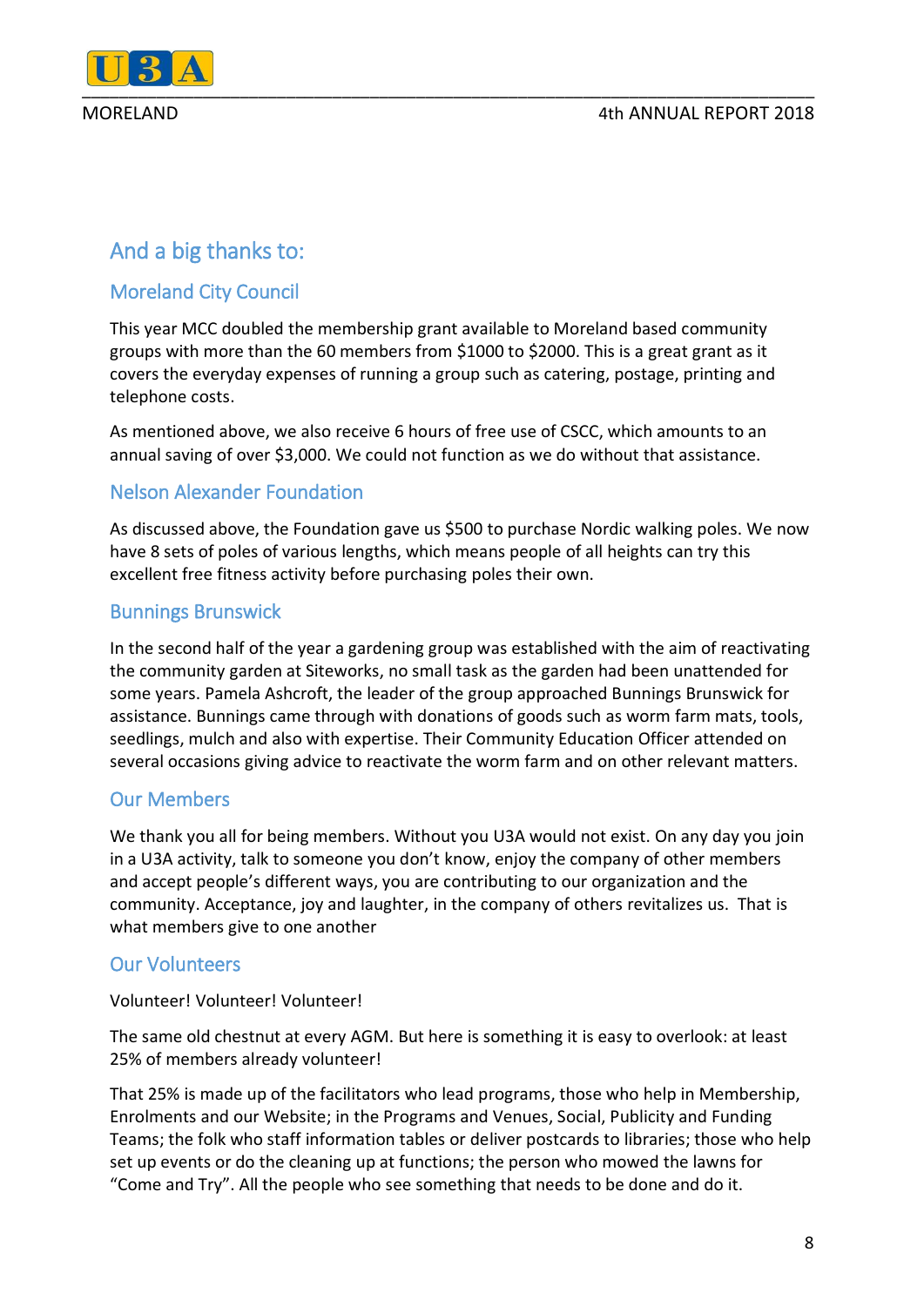## And a big thanks to:

### Moreland City Council

This year MCC doubled the membership grant available to Moreland based community groups with more than the 60 members from $1000 to $2000. This is a great grant as it covers the everyday expenses of running a group such as catering, postage, printing and telephone costs.

As mentioned above, we also receive 6 hours of free use of CSCC, which amounts to an annual saving of over $3,000. We could not function as we do without that assistance.

### Nelson Alexander Foundation

As discussed above, the Foundation gave us $500 to purchase Nordic walking poles. We now have 8 sets of poles of various lengths, which means people of all heights can try this excellent free fitness activity before purchasing poles their own.

### Bunnings Brunswick

In the second half of the year a gardening group was established with the aim of reactivating the community garden at Siteworks, no small task as the garden had been unattended for some years. Pamela Ashcroft, the leader of the group approached Bunnings Brunswick for assistance. Bunnings came through with donations of goods such as worm farm mats, tools, seedlings, mulch and also with expertise. Their Community Education Officer attended on several occasions giving advice to reactivate the worm farm and on other relevant matters.

### Our Members

We thank you all for being members. Without you U3A would not exist. On any day you join in a U3A activity, talk to someone you don't know, enjoy the company of other members and accept people's different ways, you are contributing to our organization and the community. Acceptance, joy and laughter, in the company of others revitalizes us. That is what members give to one another

### Our Volunteers

Volunteer! Volunteer! Volunteer!

The same old chestnut at every AGM. But here is something it is easy to overlook: at least 25% of members already volunteer!

That 25% is made up of the facilitators who lead programs, those who help in Membership, Enrolments and our Website; in the Programs and Venues, Social, Publicity and Funding Teams; the folk who staff information tables or deliver postcards to libraries; those who help set up events or do the cleaning up at functions; the person who mowed the lawns for "Come and Try". All the people who see something that needs to be done and do it.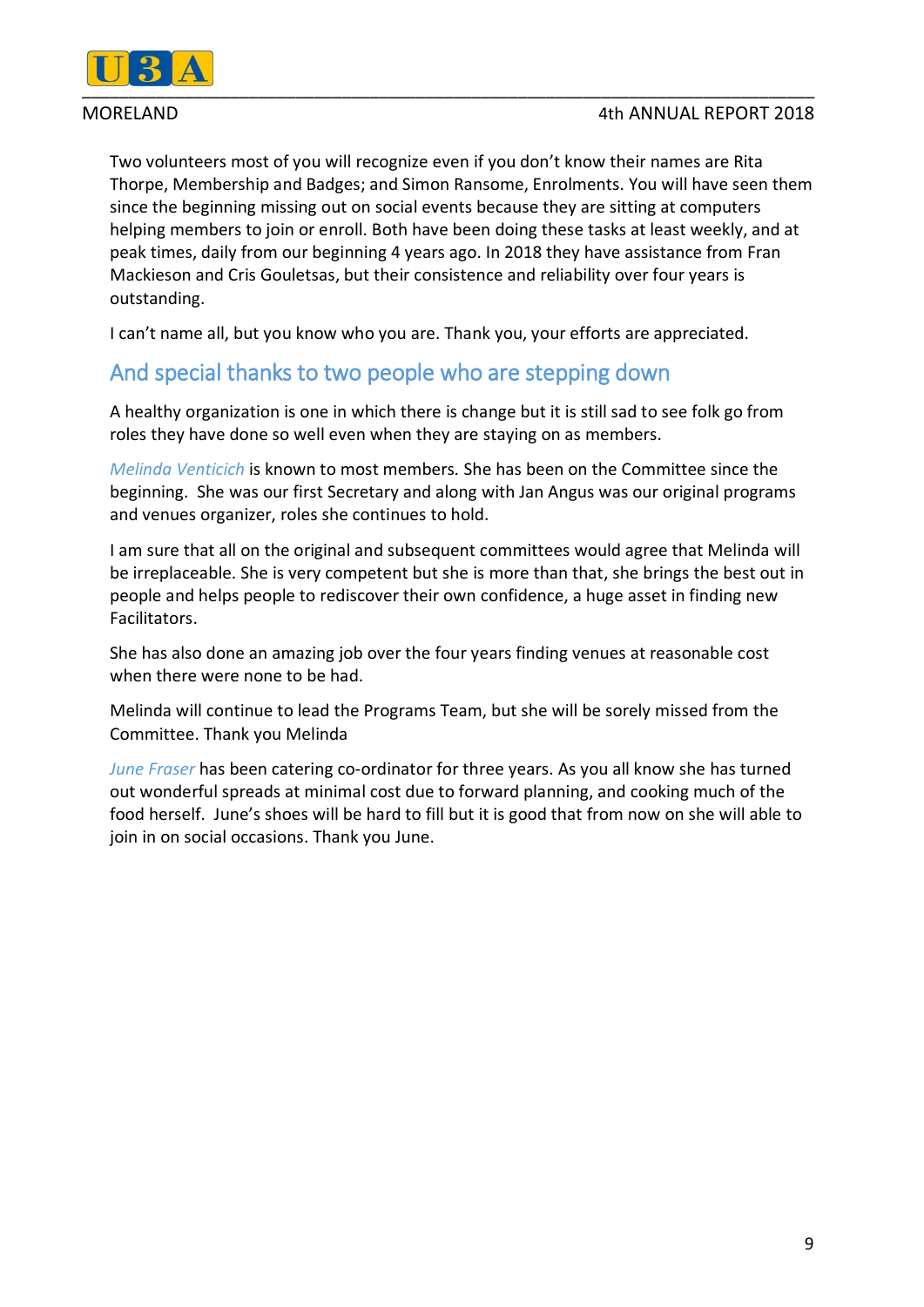Two volunteers most of you will recognize even if you don't know their names are Rita Thorpe, Membership and Badges; and Simon Ransome, Enrolments. You will have seen them since the beginning missing out on social events because they are sitting at computers helping members to join or enroll. Both have been doing these tasks at least weekly, and at peak times, daily from our beginning 4 years ago. In 2018 they have assistance from Fran Mackieson and Cris Gouletsas, but their consistence and reliability over four years is outstanding.

I can't name all, but you know who you are. Thank you, your efforts are appreciated.

## And special thanks to two people who are stepping down

A healthy organization is one in which there is change but it is still sad to see folk go from roles they have done so well even when they are staying on as members.

*Melinda Venticich* is known to most members. She has been on the Committee since the beginning. She was our first Secretary and along with Jan Angus was our original programs and venues organizer, roles she continues to hold.

I am sure that all on the original and subsequent committees would agree that Melinda will be irreplaceable. She is very competent but she is more than that, she brings the best out in people and helps people to rediscover their own confidence, a huge asset in finding new Facilitators.

She has also done an amazing job over the four years finding venues at reasonable cost when there were none to be had.

Melinda will continue to lead the Programs Team, but she will be sorely missed from the Committee. Thank you Melinda

*June Fraser* has been catering co-ordinator for three years. As you all know she has turned out wonderful spreads at minimal cost due to forward planning, and cooking much of the food herself. June's shoes will be hard to fill but it is good that from now on she will able to join in on social occasions. Thank you June.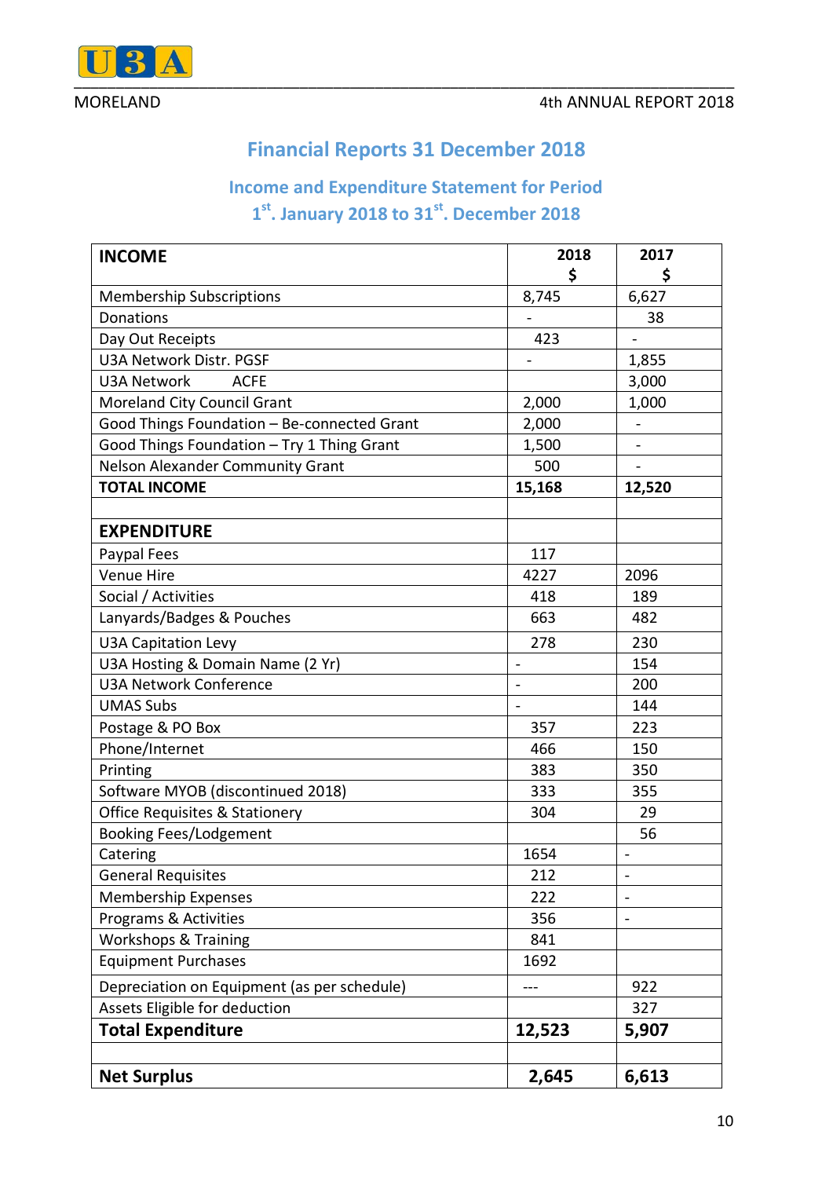## Financial Reports 31 December 2018

### Income and Expenditure Statement for Period 1st. January 2018 to 31st. December 2018

| INCOME | 2018 $ | 2017 $ |
|---|---|---|
| Membership Subscriptions | 8,745 | 6,627 |
| Donations | - | 38 |
| Day Out Receipts | 423 | - |
| U3A Network Distr. PGSF | - | 1,855 |
| U3A Network ACFE | | 3,000 |
| Moreland City Council Grant | 2,000 | 1,000 |
| Good Things Foundation – Be-connected Grant | 2,000 | - |
| Good Things Foundation – Try 1 Thing Grant | 1,500 | - |
| Nelson Alexander Community Grant | 500 | - |
| **TOTAL INCOME** | **15,168** | **12,520** |
| | | |
| **EXPENDITURE** | | |
| Paypal Fees | 117 | |
| Venue Hire | 4227 | 2096 |
| Social / Activities | 418 | 189 |
| Lanyards/Badges & Pouches | 663 | 482 |
| U3A Capitation Levy | 278 | 230 |
| U3A Hosting & Domain Name (2 Yr) | - | 154 |
| U3A Network Conference | - | 200 |
| UMAS Subs | - | 144 |
| Postage & PO Box | 357 | 223 |
| Phone/Internet | 466 | 150 |
| Printing | 383 | 350 |
| Software MYOB (discontinued 2018) | 333 | 355 |
| Office Requisites & Stationery | 304 | 29 |
| Booking Fees/Lodgement | | 56 |
| Catering | 1654 | - |
| General Requisites | 212 | - |
| Membership Expenses | 222 | - |
| Programs & Activities | 356 | - |
| Workshops & Training | 841 | |
| Equipment Purchases | 1692 | |
| Depreciation on Equipment (as per schedule) | --- | 922 |
| Assets Eligible for deduction | | 327 |
| **Total Expenditure** | **12,523** | **5,907** |
| | | |
| **Net Surplus** | **2,645** | **6,613** |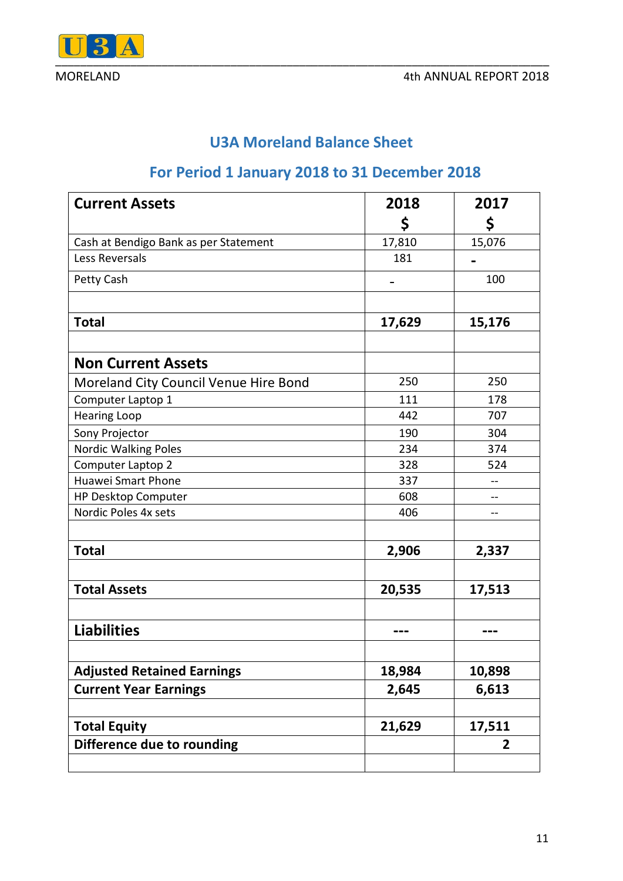## U3A Moreland Balance Sheet

## For Period 1 January 2018 to 31 December 2018

| **Current Assets** | **2018 $** | **2017 $** |
|---|---|---|
| Cash at Bendigo Bank as per Statement | 17,810 | 15,076 |
| Less Reversals | 181 | - |
| Petty Cash | - | 100 |
| | | |
| **Total** | **17,629** | **15,176** |
| | | |
| **Non Current Assets** | | |
| Moreland City Council Venue Hire Bond | 250 | 250 |
| Computer Laptop 1 | 111 | 178 |
| Hearing Loop | 442 | 707 |
| Sony Projector | 190 | 304 |
| Nordic Walking Poles | 234 | 374 |
| Computer Laptop 2 | 328 | 524 |
| Huawei Smart Phone | 337 | -- |
| HP Desktop Computer | 608 | -- |
| Nordic Poles 4x sets | 406 | -- |
| | | |
| **Total** | **2,906** | **2,337** |
| | | |
| **Total Assets** | **20,535** | **17,513** |
| | | |
| **Liabilities** | **---** | **---** |
| | | |
| **Adjusted Retained Earnings** | **18,984** | **10,898** |
| **Current Year Earnings** | **2,645** | **6,613** |
| | | |
| **Total Equity** | **21,629** | **17,511** |
| **Difference due to rounding** | | **2** |
| | | |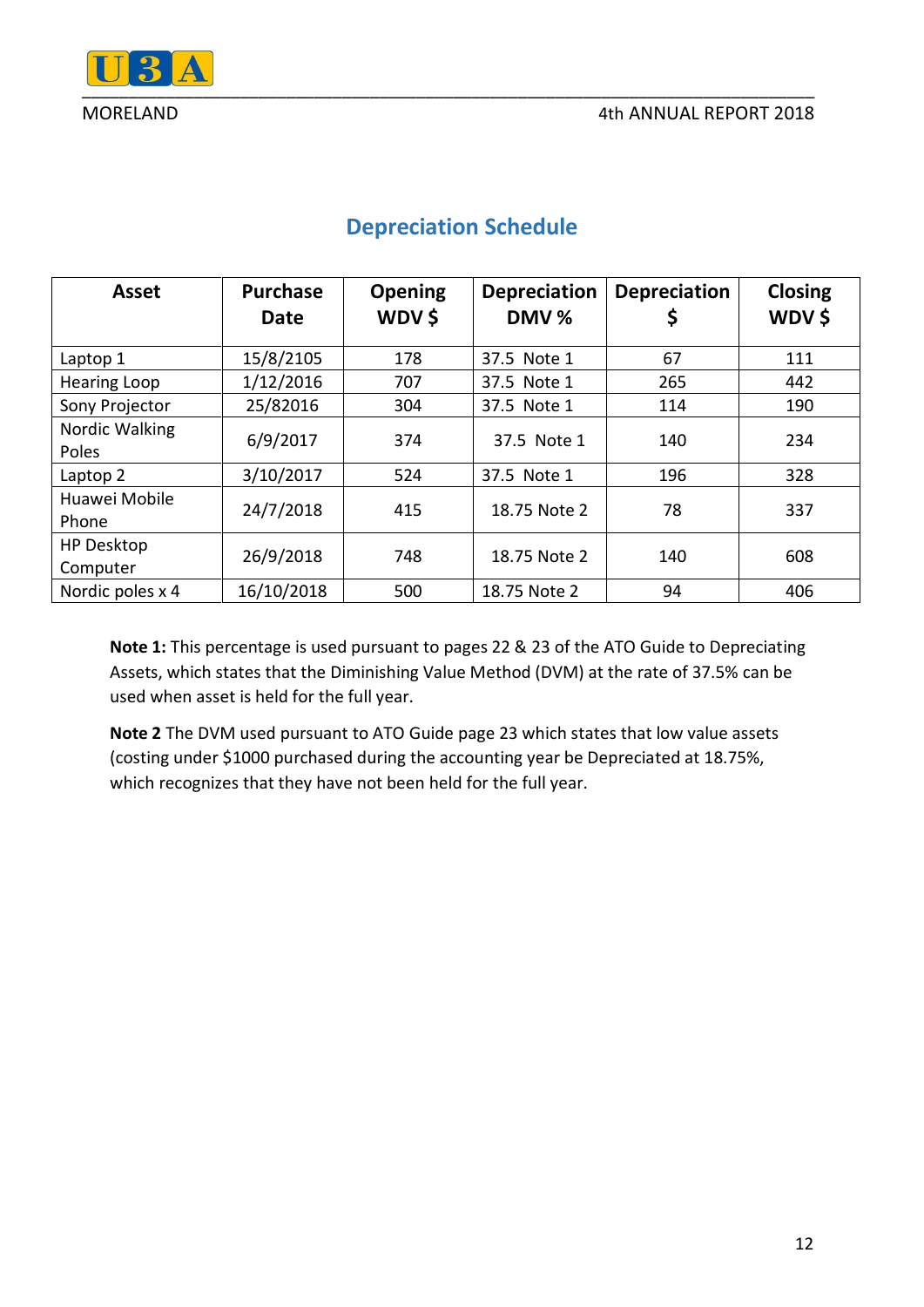## Depreciation Schedule

| Asset | Purchase Date | Opening WDV $ | Depreciation DMV % | Depreciation $ | Closing WDV $ |
|---|---|---|---|---|---|
| Laptop 1 | 15/8/2105 | 178 | 37.5 Note 1 | 67 | 111 |
| Hearing Loop | 1/12/2016 | 707 | 37.5 Note 1 | 265 | 442 |
| Sony Projector | 25/82016 | 304 | 37.5 Note 1 | 114 | 190 |
| Nordic Walking Poles | 6/9/2017 | 374 | 37.5 Note 1 | 140 | 234 |
| Laptop 2 | 3/10/2017 | 524 | 37.5 Note 1 | 196 | 328 |
| Huawei Mobile Phone | 24/7/2018 | 415 | 18.75 Note 2 | 78 | 337 |
| HP Desktop Computer | 26/9/2018 | 748 | 18.75 Note 2 | 140 | 608 |
| Nordic poles x 4 | 16/10/2018 | 500 | 18.75 Note 2 | 94 | 406 |

**Note 1:** This percentage is used pursuant to pages 22 & 23 of the ATO Guide to Depreciating Assets, which states that the Diminishing Value Method (DVM) at the rate of 37.5% can be used when asset is held for the full year.

**Note 2** The DVM used pursuant to ATO Guide page 23 which states that low value assets (costing under $1000 purchased during the accounting year be Depreciated at 18.75%, which recognizes that they have not been held for the full year.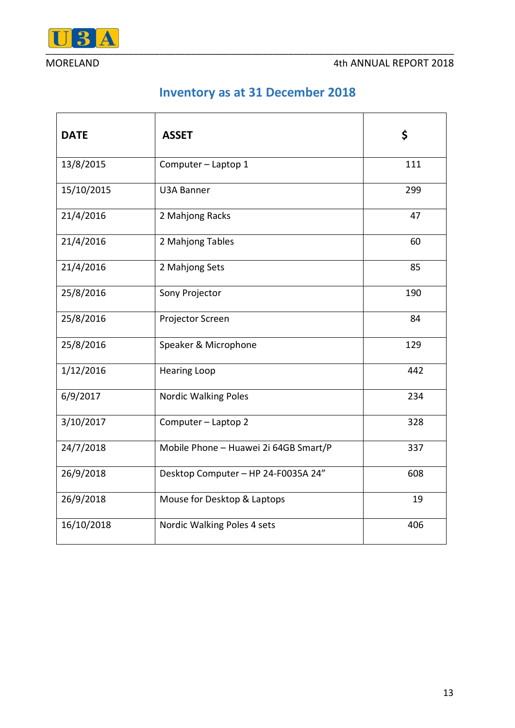## Inventory as at 31 December 2018

| DATE | ASSET | $ |
|---|---|---|
| 13/8/2015 | Computer – Laptop 1 | 111 |
| 15/10/2015 | U3A Banner | 299 |
| 21/4/2016 | 2 Mahjong Racks | 47 |
| 21/4/2016 | 2 Mahjong Tables | 60 |
| 21/4/2016 | 2 Mahjong Sets | 85 |
| 25/8/2016 | Sony Projector | 190 |
| 25/8/2016 | Projector Screen | 84 |
| 25/8/2016 | Speaker & Microphone | 129 |
| 1/12/2016 | Hearing Loop | 442 |
| 6/9/2017 | Nordic Walking Poles | 234 |
| 3/10/2017 | Computer – Laptop 2 | 328 |
| 24/7/2018 | Mobile Phone – Huawei 2i 64GB Smart/P | 337 |
| 26/9/2018 | Desktop Computer – HP 24-F0035A 24" | 608 |
| 26/9/2018 | Mouse for Desktop & Laptops | 19 |
| 16/10/2018 | Nordic Walking Poles 4 sets | 406 |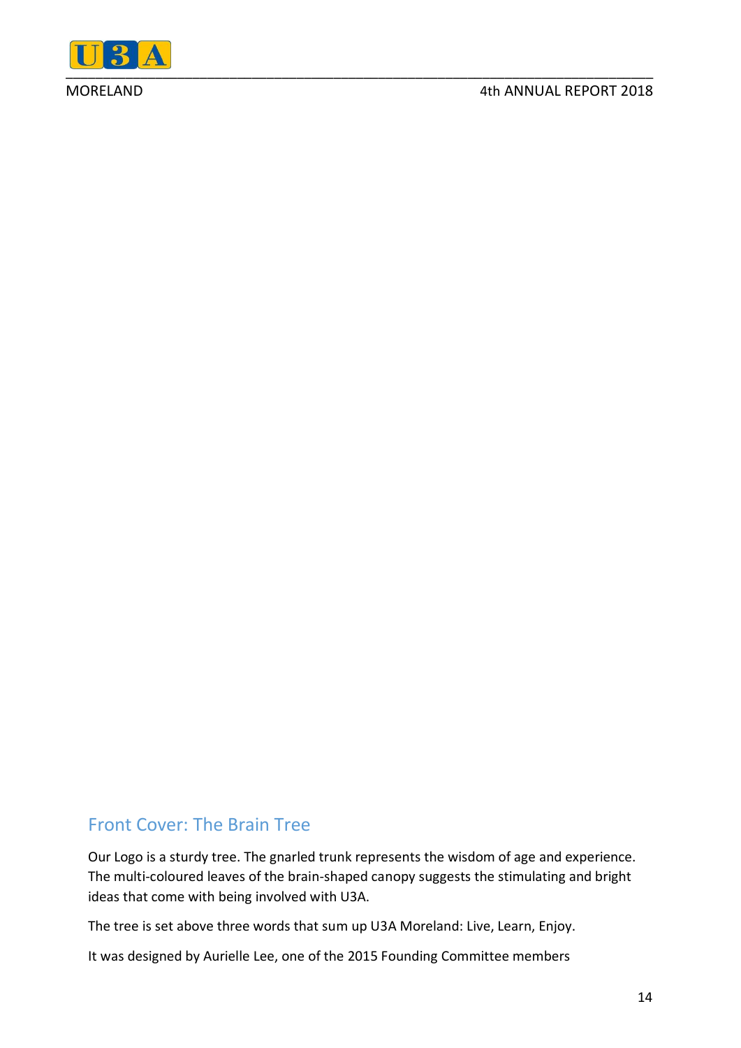## Front Cover: The Brain Tree

Our Logo is a sturdy tree. The gnarled trunk represents the wisdom of age and experience. The multi-coloured leaves of the brain-shaped canopy suggests the stimulating and bright ideas that come with being involved with U3A.

The tree is set above three words that sum up U3A Moreland: Live, Learn, Enjoy.

It was designed by Aurielle Lee, one of the 2015 Founding Committee members